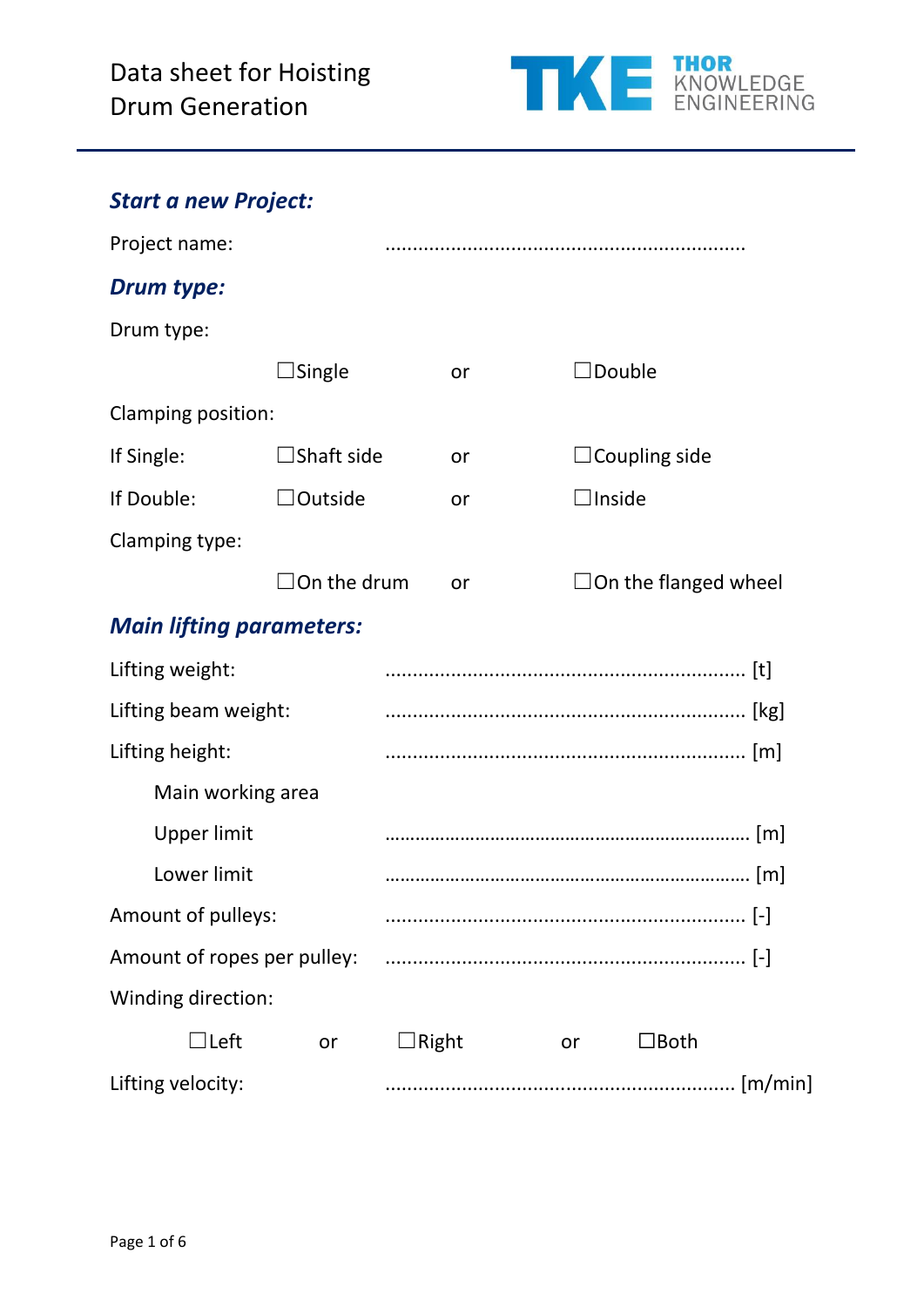# Data sheet for Hoisting Drum Generation

THOR KNOWLEDGE ENGINEERING

## *Start a new Project:*

Project name: ..................................................................

## *Drum type:*

Drum type:

☐Single or ☐Double

Clamping position:

If Single: ☐Shaft side or ☐Coupling side

If Double: ☐Outside or ☐Inside

Clamping type:

☐On the drum or ☐On the flanged wheel

## *Main lifting parameters:*

Lifting weight: .................................................................. [t]

Lifting beam weight: .................................................................. [kg]

Lifting height: .................................................................. [m]

Main working area

Upper limit .................................................................. [m]

Lower limit .................................................................. [m]

Amount of pulleys: .................................................................. [-]

Amount of ropes per pulley: .................................................................. [-]

Winding direction:

☐Left or ☐Right or ☐Both

Lifting velocity: .................................................................. [m/min]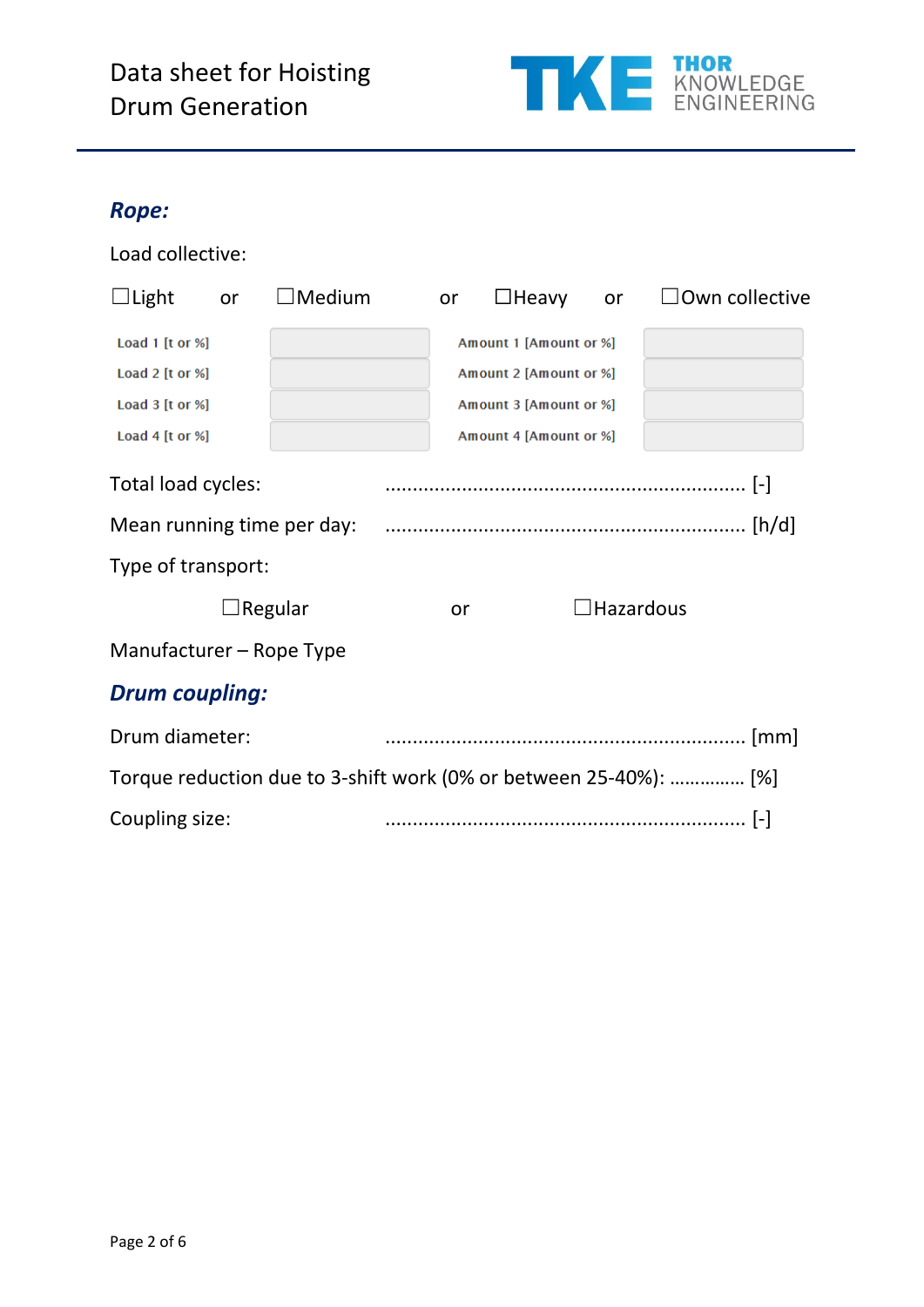## Rope:

Load collective:

☐Light or ☐Medium or ☐Heavy or ☐Own collective

| Load 1 [t or %] | | Amount 1 [Amount or %] | |
|---|---|---|---|
| Load 2 [t or %] | | Amount 2 [Amount or %] | |
| Load 3 [t or %] | | Amount 3 [Amount or %] | |
| Load 4 [t or %] | | Amount 4 [Amount or %] | |

Total load cycles: .................................................................. [-]

Mean running time per day: .................................................................. [h/d]

Type of transport:

☐Regular or ☐Hazardous

Manufacturer – Rope Type

## Drum coupling:

Drum diameter: .................................................................. [mm]

Torque reduction due to 3-shift work (0% or between 25-40%): ............... [%]

Coupling size: .................................................................. [-]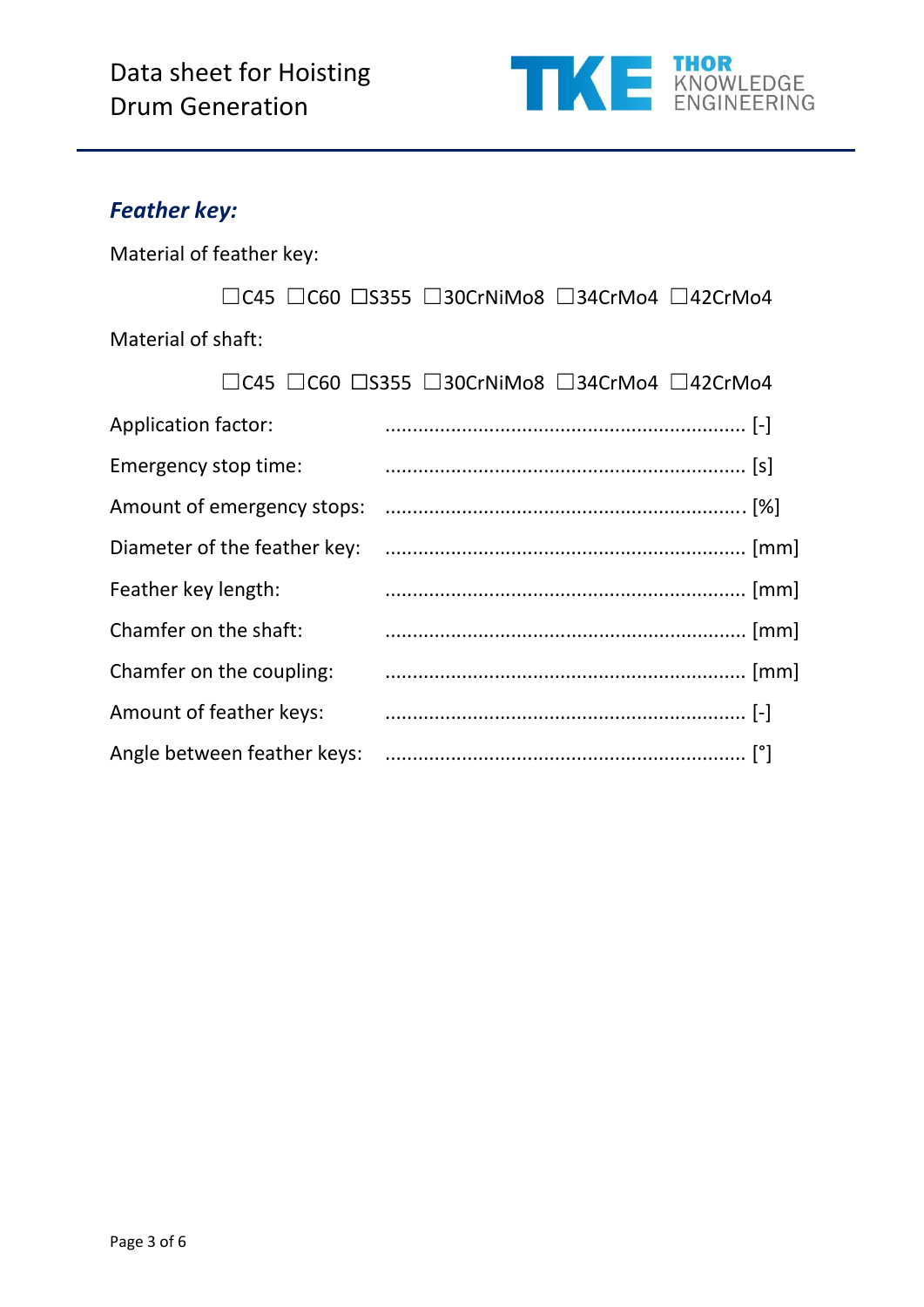## *Feather key:*

Material of feather key:

☐C45 ☐C60 ☐S355 ☐30CrNiMo8 ☐34CrMo4 ☐42CrMo4

Material of shaft:

☐C45 ☐C60 ☐S355 ☐30CrNiMo8 ☐34CrMo4 ☐42CrMo4

Application factor: ........................................................................ [-]

Emergency stop time: ........................................................................ [s]

Amount of emergency stops: ........................................................................ [%]

Diameter of the feather key: ........................................................................ [mm]

Feather key length: ........................................................................ [mm]

Chamfer on the shaft: ........................................................................ [mm]

Chamfer on the coupling: ........................................................................ [mm]

Amount of feather keys: ........................................................................ [-]

Angle between feather keys: ........................................................................ [°]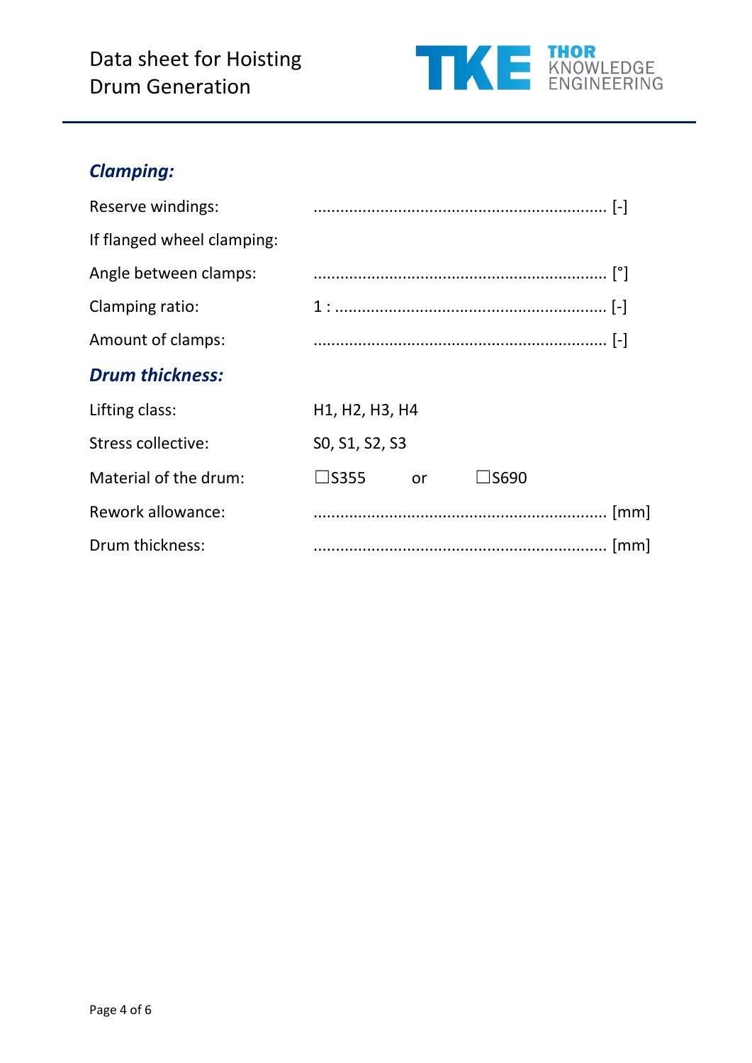## *Clamping:*

Reserve windings: ................................................................. [-]

If flanged wheel clamping:

Angle between clamps: ................................................................. [°]

Clamping ratio: 1 : ........................................................... [-]

Amount of clamps: ................................................................. [-]

## *Drum thickness:*

Lifting class: H1, H2, H3, H4

Stress collective: S0, S1, S2, S3

Material of the drum: ☐S355 or ☐S690

Rework allowance: ................................................................. [mm]

Drum thickness: ................................................................. [mm]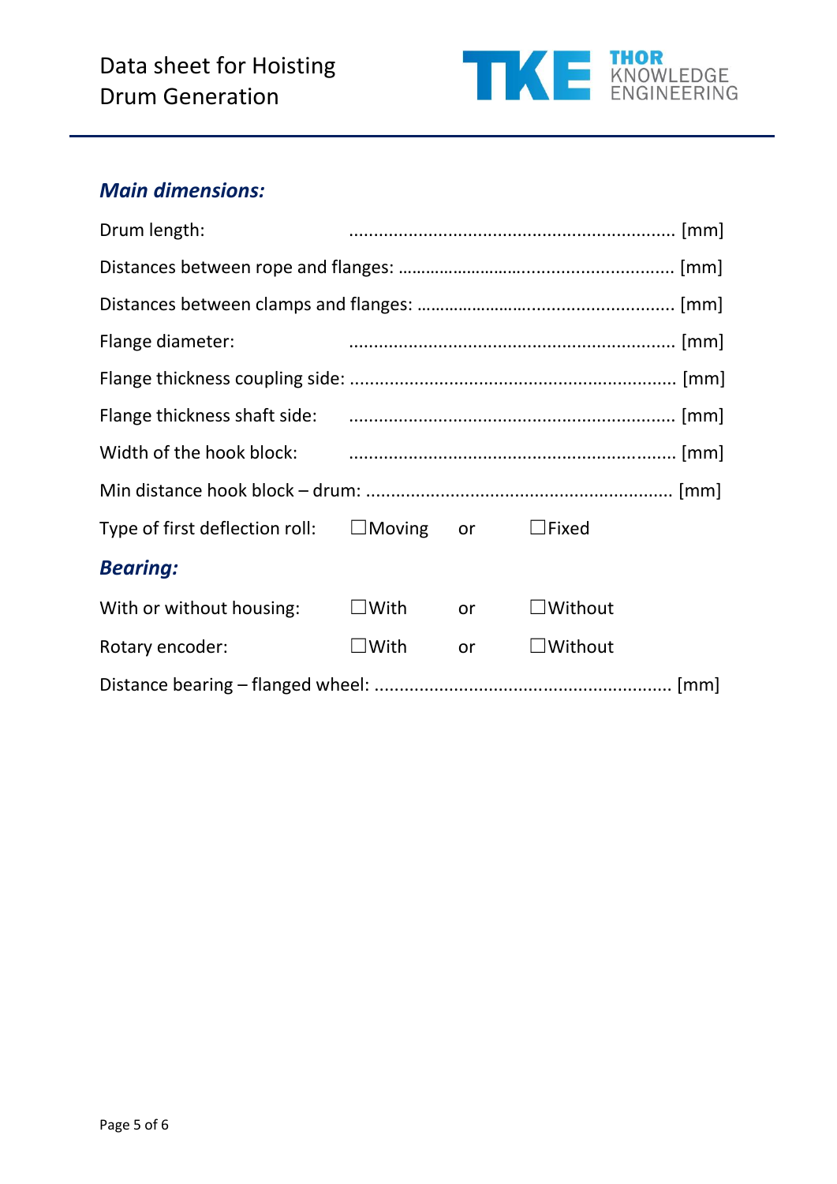## Main dimensions:

Drum length: .................................................................. [mm]

Distances between rope and flanges: .......................................................... [mm]

Distances between clamps and flanges: ...................................................... [mm]

Flange diameter: .................................................................. [mm]

Flange thickness coupling side: .................................................................. [mm]

Flange thickness shaft side: .................................................................. [mm]

Width of the hook block: .................................................................. [mm]

Min distance hook block – drum: ............................................................. [mm]

Type of first deflection roll: ☐Moving or ☐Fixed

## Bearing:

With or without housing: ☐With or ☐Without

Rotary encoder: ☐With or ☐Without

Distance bearing – flanged wheel: ........................................................... [mm]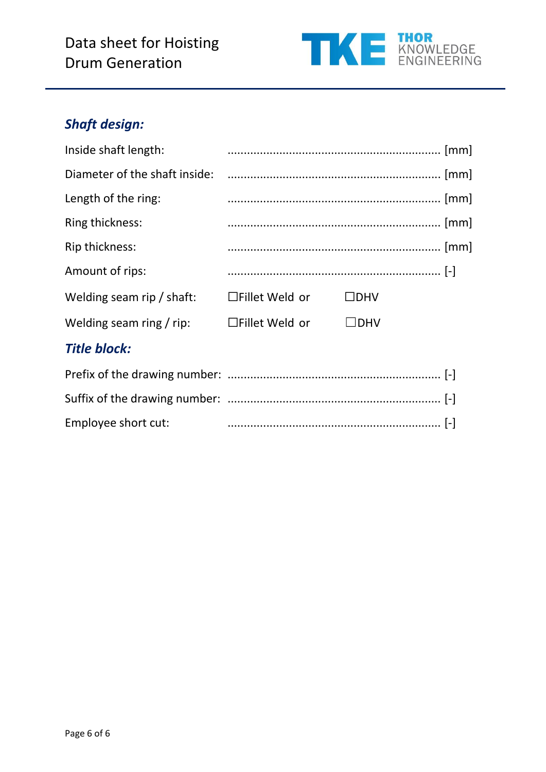## *Shaft design:*

Inside shaft length: .................................................................. [mm]

Diameter of the shaft inside: .................................................................. [mm]

Length of the ring: .................................................................. [mm]

Ring thickness: .................................................................. [mm]

Rip thickness: .................................................................. [mm]

Amount of rips: .................................................................. [-]

Welding seam rip / shaft: ☐Fillet Weld or ☐DHV

Welding seam ring / rip: ☐Fillet Weld or ☐DHV

## *Title block:*

Prefix of the drawing number: .................................................................. [-]

Suffix of the drawing number: .................................................................. [-]

Employee short cut: .................................................................. [-]